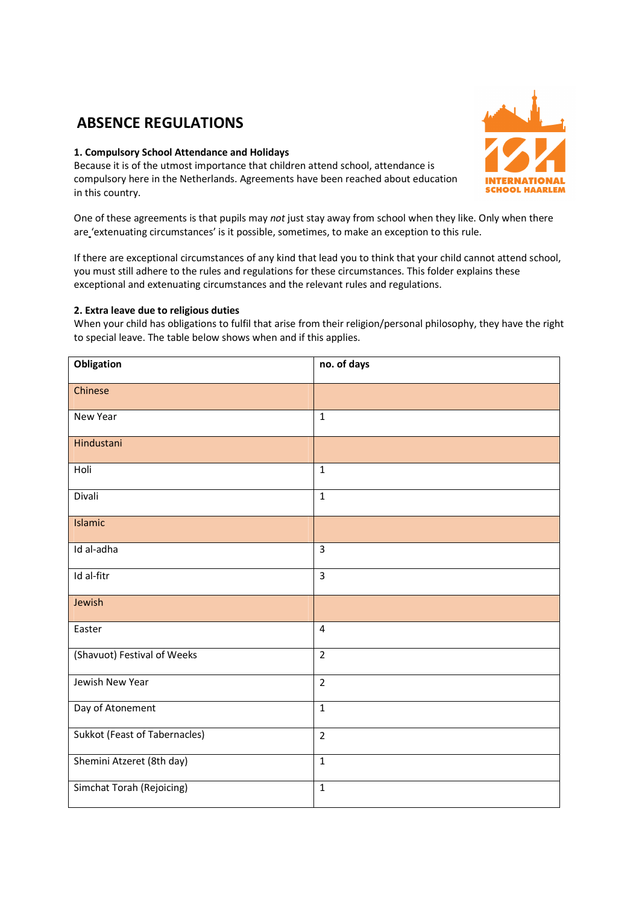# ABSENCE REGULATIONS

### 1. Compulsory School Attendance and Holidays

Because it is of the utmost importance that children attend school, attendance is compulsory here in the Netherlands. Agreements have been reached about education in this country.

One of these agreements is that pupils may *not* just stay away from school when they like. Only when there are 'extenuating circumstances' is it possible, sometimes, to make an exception to this rule.

If there are exceptional circumstances of any kind that lead you to think that your child cannot attend school, you must still adhere to the rules and regulations for these circumstances. This folder explains these exceptional and extenuating circumstances and the relevant rules and regulations.

### 2. Extra leave due to religious duties

When your child has obligations to fulfil that arise from their religion/personal philosophy, they have the right to special leave. The table below shows when and if this applies.

| Obligation | no. of days |
|---|---|
| Chinese | |
| New Year | 1 |
| Hindustani | |
| Holi | 1 |
| Divali | 1 |
| Islamic | |
| Id al-adha | 3 |
| Id al-fitr | 3 |
| Jewish | |
| Easter | 4 |
| (Shavuot) Festival of Weeks | 2 |
| Jewish New Year | 2 |
| Day of Atonement | 1 |
| Sukkot (Feast of Tabernacles) | 2 |
| Shemini Atzeret (8th day) | 1 |
| Simchat Torah (Rejoicing) | 1 |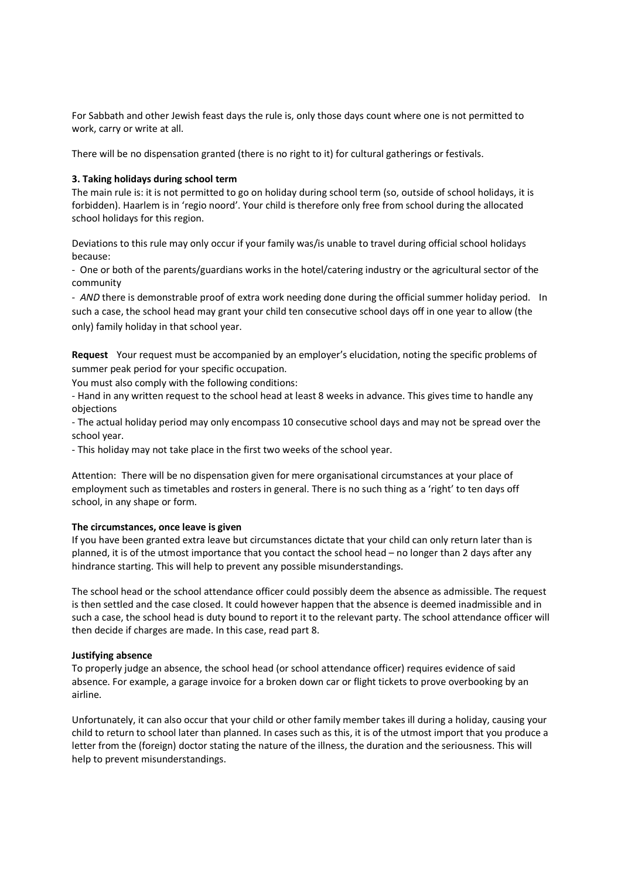For Sabbath and other Jewish feast days the rule is, only those days count where one is not permitted to work, carry or write at all.

There will be no dispensation granted (there is no right to it) for cultural gatherings or festivals.

**3. Taking holidays during school term**

The main rule is: it is not permitted to go on holiday during school term (so, outside of school holidays, it is forbidden). Haarlem is in 'regio noord'. Your child is therefore only free from school during the allocated school holidays for this region.

Deviations to this rule may only occur if your family was/is unable to travel during official school holidays because:

- One or both of the parents/guardians works in the hotel/catering industry or the agricultural sector of the community
- *AND* there is demonstrable proof of extra work needing done during the official summer holiday period. In such a case, the school head may grant your child ten consecutive school days off in one year to allow (the only) family holiday in that school year.

**Request** Your request must be accompanied by an employer's elucidation, noting the specific problems of summer peak period for your specific occupation.

You must also comply with the following conditions:

- Hand in any written request to the school head at least 8 weeks in advance. This gives time to handle any objections
- The actual holiday period may only encompass 10 consecutive school days and may not be spread over the school year.
- This holiday may not take place in the first two weeks of the school year.

Attention: There will be no dispensation given for mere organisational circumstances at your place of employment such as timetables and rosters in general. There is no such thing as a 'right' to ten days off school, in any shape or form.

**The circumstances, once leave is given**

If you have been granted extra leave but circumstances dictate that your child can only return later than is planned, it is of the utmost importance that you contact the school head – no longer than 2 days after any hindrance starting. This will help to prevent any possible misunderstandings.

The school head or the school attendance officer could possibly deem the absence as admissible. The request is then settled and the case closed. It could however happen that the absence is deemed inadmissible and in such a case, the school head is duty bound to report it to the relevant party. The school attendance officer will then decide if charges are made. In this case, read part 8.

**Justifying absence**

To properly judge an absence, the school head (or school attendance officer) requires evidence of said absence. For example, a garage invoice for a broken down car or flight tickets to prove overbooking by an airline.

Unfortunately, it can also occur that your child or other family member takes ill during a holiday, causing your child to return to school later than planned. In cases such as this, it is of the utmost import that you produce a letter from the (foreign) doctor stating the nature of the illness, the duration and the seriousness. This will help to prevent misunderstandings.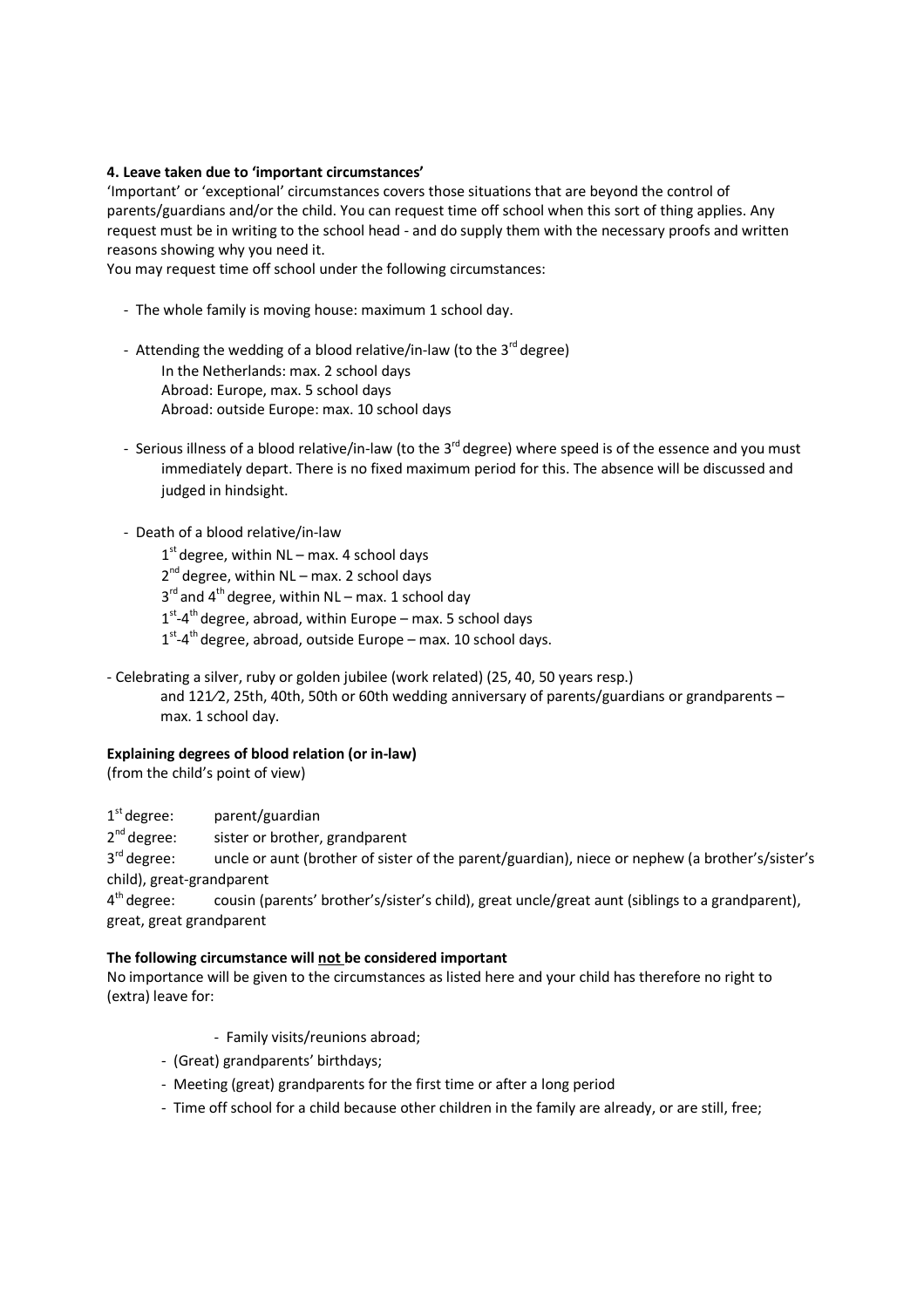**4. Leave taken due to 'important circumstances'**

'Important' or 'exceptional' circumstances covers those situations that are beyond the control of parents/guardians and/or the child. You can request time off school when this sort of thing applies. Any request must be in writing to the school head - and do supply them with the necessary proofs and written reasons showing why you need it.

You may request time off school under the following circumstances:

- The whole family is moving house: maximum 1 school day.

- Attending the wedding of a blood relative/in-law (to the 3rd degree)
  In the Netherlands: max. 2 school days
  Abroad: Europe, max. 5 school days
  Abroad: outside Europe: max. 10 school days

- Serious illness of a blood relative/in-law (to the 3rd degree) where speed is of the essence and you must immediately depart. There is no fixed maximum period for this. The absence will be discussed and judged in hindsight.

- Death of a blood relative/in-law
  1st degree, within NL – max. 4 school days
  2nd degree, within NL – max. 2 school days
  3rd and 4th degree, within NL – max. 1 school day
  1st-4th degree, abroad, within Europe – max. 5 school days
  1st-4th degree, abroad, outside Europe – max. 10 school days.

- Celebrating a silver, ruby or golden jubilee (work related) (25, 40, 50 years resp.)
  and 12½, 25th, 40th, 50th or 60th wedding anniversary of parents/guardians or grandparents – max. 1 school day.

**Explaining degrees of blood relation (or in-law)**

(from the child's point of view)

1st degree: parent/guardian
2nd degree: sister or brother, grandparent
3rd degree: uncle or aunt (brother of sister of the parent/guardian), niece or nephew (a brother's/sister's child), great-grandparent
4th degree: cousin (parents' brother's/sister's child), great uncle/great aunt (siblings to a grandparent), great, great grandparent

**The following circumstance will not be considered important**

No importance will be given to the circumstances as listed here and your child has therefore no right to (extra) leave for:

- Family visits/reunions abroad;
- (Great) grandparents' birthdays;
- Meeting (great) grandparents for the first time or after a long period
- Time off school for a child because other children in the family are already, or are still, free;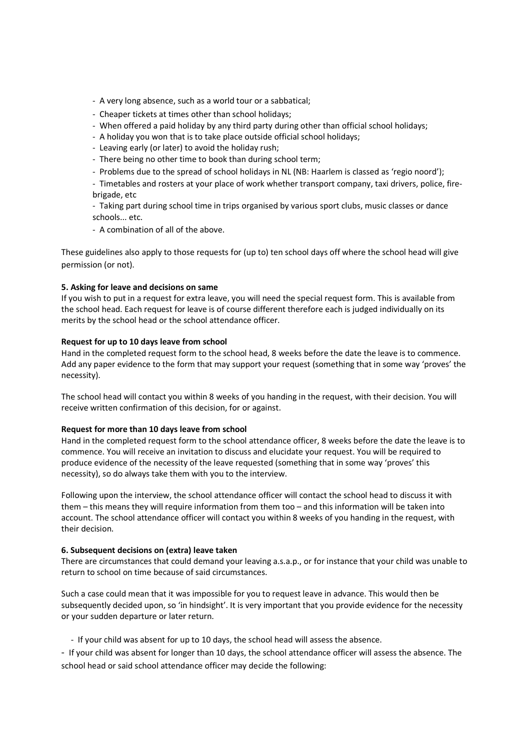- A very long absence, such as a world tour or a sabbatical;
- Cheaper tickets at times other than school holidays;
- When offered a paid holiday by any third party during other than official school holidays;
- A holiday you won that is to take place outside official school holidays;
- Leaving early (or later) to avoid the holiday rush;
- There being no other time to book than during school term;
- Problems due to the spread of school holidays in NL (NB: Haarlem is classed as 'regio noord');
- Timetables and rosters at your place of work whether transport company, taxi drivers, police, fire-brigade, etc
- Taking part during school time in trips organised by various sport clubs, music classes or dance schools... etc.
- A combination of all of the above.

These guidelines also apply to those requests for (up to) ten school days off where the school head will give permission (or not).

**5. Asking for leave and decisions on same**

If you wish to put in a request for extra leave, you will need the special request form. This is available from the school head. Each request for leave is of course different therefore each is judged individually on its merits by the school head or the school attendance officer.

**Request for up to 10 days leave from school**

Hand in the completed request form to the school head, 8 weeks before the date the leave is to commence. Add any paper evidence to the form that may support your request (something that in some way 'proves' the necessity).

The school head will contact you within 8 weeks of you handing in the request, with their decision. You will receive written confirmation of this decision, for or against.

**Request for more than 10 days leave from school**

Hand in the completed request form to the school attendance officer, 8 weeks before the date the leave is to commence. You will receive an invitation to discuss and elucidate your request. You will be required to produce evidence of the necessity of the leave requested (something that in some way 'proves' this necessity), so do always take them with you to the interview.

Following upon the interview, the school attendance officer will contact the school head to discuss it with them – this means they will require information from them too – and this information will be taken into account. The school attendance officer will contact you within 8 weeks of you handing in the request, with their decision.

**6. Subsequent decisions on (extra) leave taken**

There are circumstances that could demand your leaving a.s.a.p., or for instance that your child was unable to return to school on time because of said circumstances.

Such a case could mean that it was impossible for you to request leave in advance. This would then be subsequently decided upon, so 'in hindsight'. It is very important that you provide evidence for the necessity or your sudden departure or later return.

- If your child was absent for up to 10 days, the school head will assess the absence.
- If your child was absent for longer than 10 days, the school attendance officer will assess the absence. The school head or said school attendance officer may decide the following: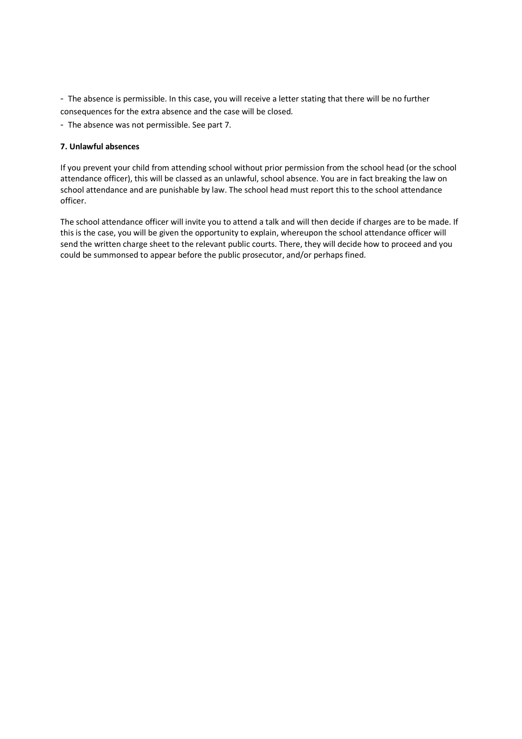- The absence is permissible. In this case, you will receive a letter stating that there will be no further consequences for the extra absence and the case will be closed.
- The absence was not permissible. See part 7.

**7. Unlawful absences**

If you prevent your child from attending school without prior permission from the school head (or the school attendance officer), this will be classed as an unlawful, school absence. You are in fact breaking the law on school attendance and are punishable by law. The school head must report this to the school attendance officer.

The school attendance officer will invite you to attend a talk and will then decide if charges are to be made. If this is the case, you will be given the opportunity to explain, whereupon the school attendance officer will send the written charge sheet to the relevant public courts. There, they will decide how to proceed and you could be summonsed to appear before the public prosecutor, and/or perhaps fined.